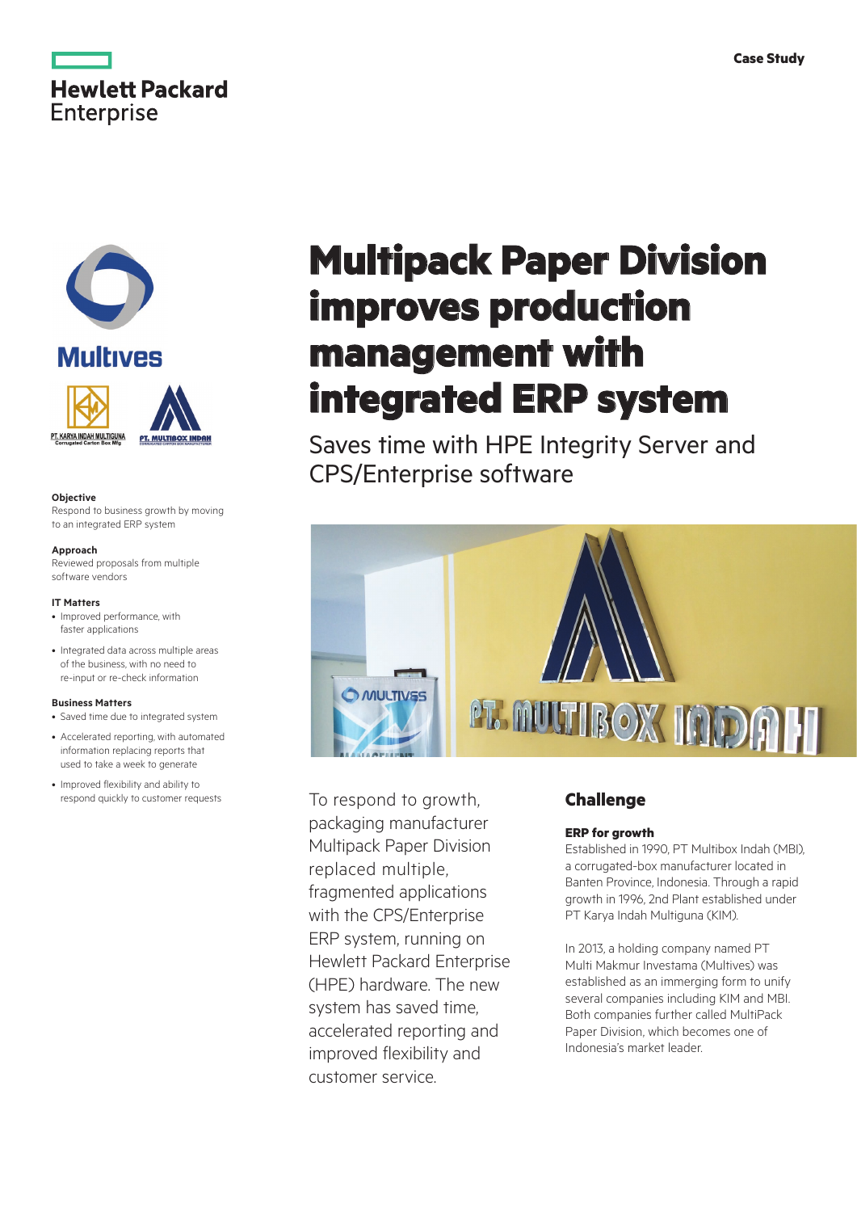Case Study

Hewlett Packard Enterprise

# Multipack Paper Division improves production management with integrated ERP system

## Saves time with HPE Integrity Server and CPS/Enterprise software

**Objective**
Respond to business growth by moving to an integrated ERP system

**Approach**
Reviewed proposals from multiple software vendors

**IT Matters**

- Improved performance, with faster applications
- Integrated data across multiple areas of the business, with no need to re-input or re-check information

**Business Matters**

- Saved time due to integrated system
- Accelerated reporting, with automated information replacing reports that used to take a week to generate
- Improved flexibility and ability to respond quickly to customer requests

To respond to growth, packaging manufacturer Multipack Paper Division replaced multiple, fragmented applications with the CPS/Enterprise ERP system, running on Hewlett Packard Enterprise (HPE) hardware. The new system has saved time, accelerated reporting and improved flexibility and customer service.

## Challenge

### ERP for growth

Established in 1990, PT Multibox Indah (MBI), a corrugated-box manufacturer located in Banten Province, Indonesia. Through a rapid growth in 1996, 2nd Plant established under PT Karya Indah Multiguna (KIM).

In 2013, a holding company named PT Multi Makmur Investama (Multives) was established as an immerging form to unify several companies including KIM and MBI. Both companies further called MultiPack Paper Division, which becomes one of Indonesia's market leader.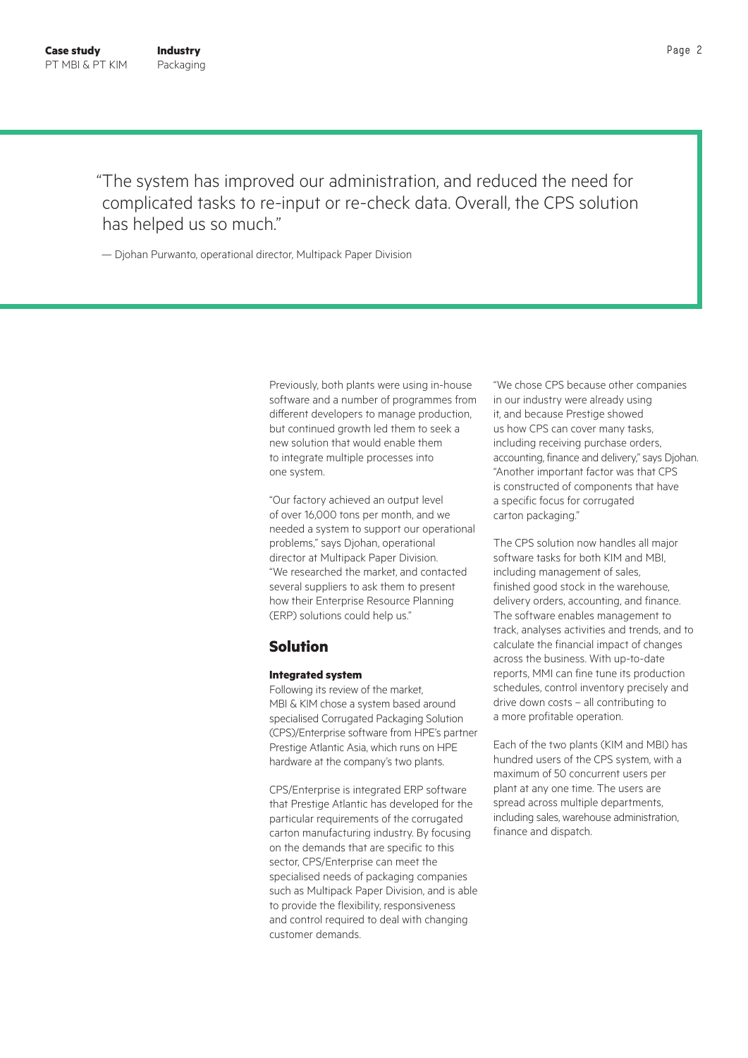> "The system has improved our administration, and reduced the need for complicated tasks to re-input or re-check data. Overall, the CPS solution has helped us so much."
>
> — Djohan Purwanto, operational director, Multipack Paper Division

Previously, both plants were using in-house software and a number of programmes from different developers to manage production, but continued growth led them to seek a new solution that would enable them to integrate multiple processes into one system.

"Our factory achieved an output level of over 16,000 tons per month, and we needed a system to support our operational problems," says Djohan, operational director at Multipack Paper Division. "We researched the market, and contacted several suppliers to ask them to present how their Enterprise Resource Planning (ERP) solutions could help us."

## Solution

### Integrated system

Following its review of the market, MBI & KIM chose a system based around specialised Corrugated Packaging Solution (CPS)/Enterprise software from HPE's partner Prestige Atlantic Asia, which runs on HPE hardware at the company's two plants.

CPS/Enterprise is integrated ERP software that Prestige Atlantic has developed for the particular requirements of the corrugated carton manufacturing industry. By focusing on the demands that are specific to this sector, CPS/Enterprise can meet the specialised needs of packaging companies such as Multipack Paper Division, and is able to provide the flexibility, responsiveness and control required to deal with changing customer demands.

"We chose CPS because other companies in our industry were already using it, and because Prestige showed us how CPS can cover many tasks, including receiving purchase orders, accounting, finance and delivery," says Djohan. "Another important factor was that CPS is constructed of components that have a specific focus for corrugated carton packaging."

The CPS solution now handles all major software tasks for both KIM and MBI, including management of sales, finished good stock in the warehouse, delivery orders, accounting, and finance. The software enables management to track, analyses activities and trends, and to calculate the financial impact of changes across the business. With up-to-date reports, MMI can fine tune its production schedules, control inventory precisely and drive down costs – all contributing to a more profitable operation.

Each of the two plants (KIM and MBI) has hundred users of the CPS system, with a maximum of 50 concurrent users per plant at any one time. The users are spread across multiple departments, including sales, warehouse administration, finance and dispatch.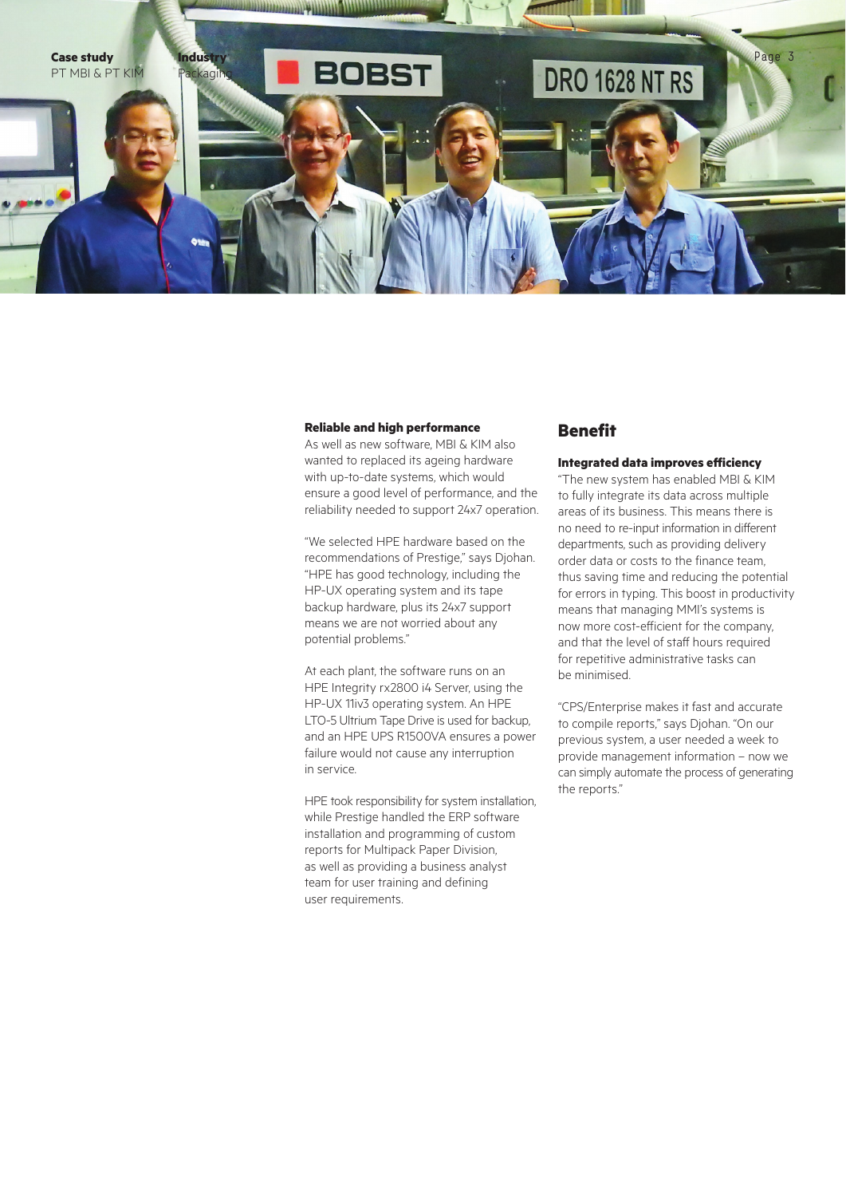**Reliable and high performance**
As well as new software, MBI & KIM also wanted to replaced its ageing hardware with up-to-date systems, which would ensure a good level of performance, and the reliability needed to support 24x7 operation.

"We selected HPE hardware based on the recommendations of Prestige," says Djohan. "HPE has good technology, including the HP-UX operating system and its tape backup hardware, plus its 24x7 support means we are not worried about any potential problems."

At each plant, the software runs on an HPE Integrity rx2800 i4 Server, using the HP-UX 11iv3 operating system. An HPE LTO-5 Ultrium Tape Drive is used for backup, and an HPE UPS R1500VA ensures a power failure would not cause any interruption in service.

HPE took responsibility for system installation, while Prestige handled the ERP software installation and programming of custom reports for Multipack Paper Division, as well as providing a business analyst team for user training and defining user requirements.

## Benefit

**Integrated data improves efficiency**
"The new system has enabled MBI & KIM to fully integrate its data across multiple areas of its business. This means there is no need to re-input information in different departments, such as providing delivery order data or costs to the finance team, thus saving time and reducing the potential for errors in typing. This boost in productivity means that managing MMI's systems is now more cost-efficient for the company, and that the level of staff hours required for repetitive administrative tasks can be minimised.

"CPS/Enterprise makes it fast and accurate to compile reports," says Djohan. "On our previous system, a user needed a week to provide management information – now we can simply automate the process of generating the reports."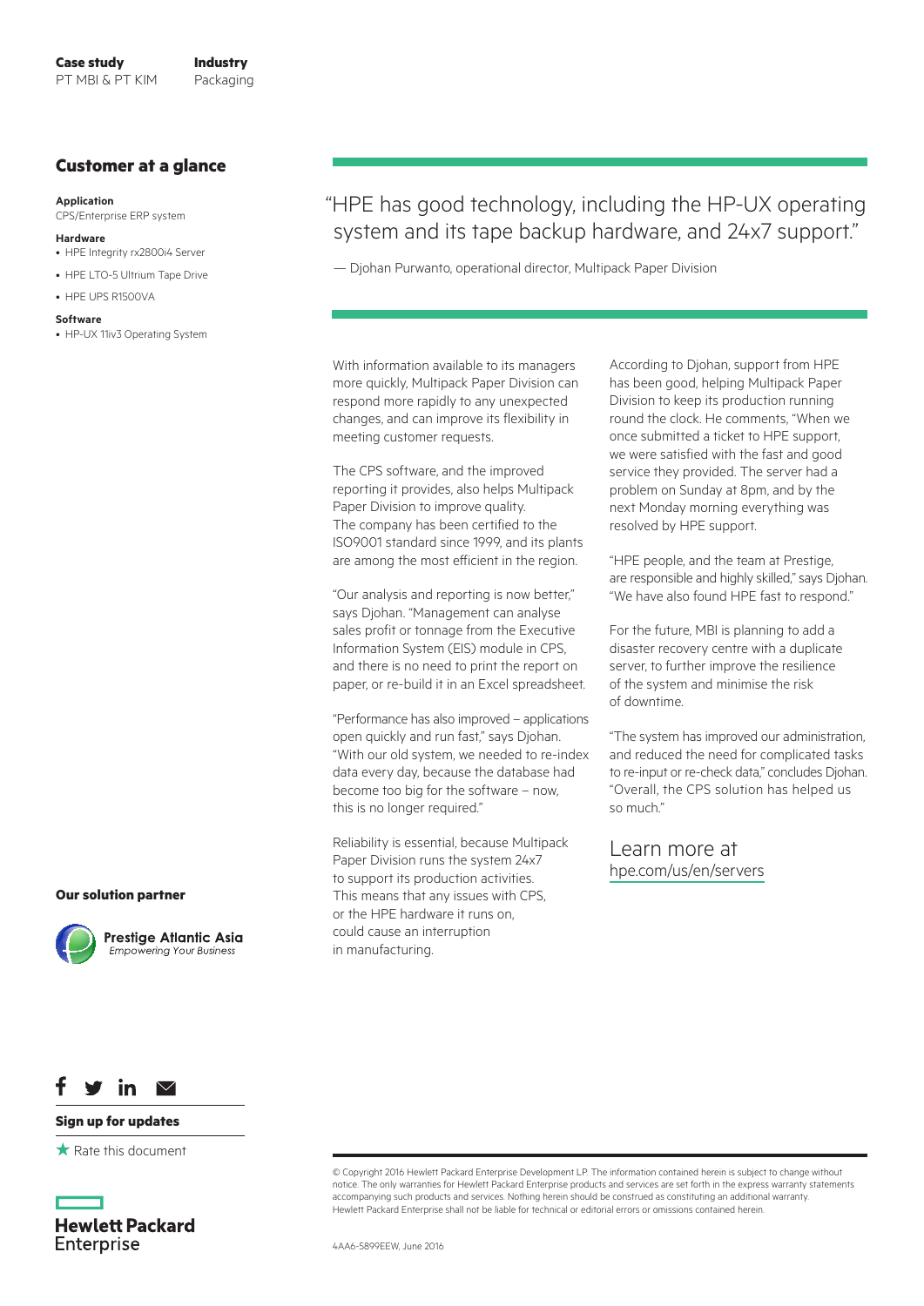**Case study**
PT MBI & PT KIM

**Industry**
Packaging

## Customer at a glance

**Application**
CPS/Enterprise ERP system

**Hardware**
- HPE Integrity rx2800i4 Server
- HPE LTO-5 Ultrium Tape Drive
- HPE UPS R1500VA

**Software**
- HP-UX 11iv3 Operating System

> "HPE has good technology, including the HP-UX operating system and its tape backup hardware, and 24x7 support."
>
> — Djohan Purwanto, operational director, Multipack Paper Division

With information available to its managers more quickly, Multipack Paper Division can respond more rapidly to any unexpected changes, and can improve its flexibility in meeting customer requests.

The CPS software, and the improved reporting it provides, also helps Multipack Paper Division to improve quality. The company has been certified to the ISO9001 standard since 1999, and its plants are among the most efficient in the region.

"Our analysis and reporting is now better," says Djohan. "Management can analyse sales profit or tonnage from the Executive Information System (EIS) module in CPS, and there is no need to print the report on paper, or re-build it in an Excel spreadsheet.

"Performance has also improved – applications open quickly and run fast," says Djohan. "With our old system, we needed to re-index data every day, because the database had become too big for the software – now, this is no longer required."

Reliability is essential, because Multipack Paper Division runs the system 24x7 to support its production activities. This means that any issues with CPS, or the HPE hardware it runs on, could cause an interruption in manufacturing.

According to Djohan, support from HPE has been good, helping Multipack Paper Division to keep its production running round the clock. He comments, "When we once submitted a ticket to HPE support, we were satisfied with the fast and good service they provided. The server had a problem on Sunday at 8pm, and by the next Monday morning everything was resolved by HPE support.

"HPE people, and the team at Prestige, are responsible and highly skilled," says Djohan. "We have also found HPE fast to respond."

For the future, MBI is planning to add a disaster recovery centre with a duplicate server, to further improve the resilience of the system and minimise the risk of downtime.

"The system has improved our administration, and reduced the need for complicated tasks to re-input or re-check data," concludes Djohan. "Overall, the CPS solution has helped us so much."

## Learn more at
hpe.com/us/en/servers

**Our solution partner**

Prestige Atlantic Asia
*Empowering Your Business*

**Sign up for updates**

★ Rate this document

Hewlett Packard Enterprise

© Copyright 2016 Hewlett Packard Enterprise Development LP. The information contained herein is subject to change without notice. The only warranties for Hewlett Packard Enterprise products and services are set forth in the express warranty statements accompanying such products and services. Nothing herein should be construed as constituting an additional warranty. Hewlett Packard Enterprise shall not be liable for technical or editorial errors or omissions contained herein.

4AA6-5899EEW, June 2016